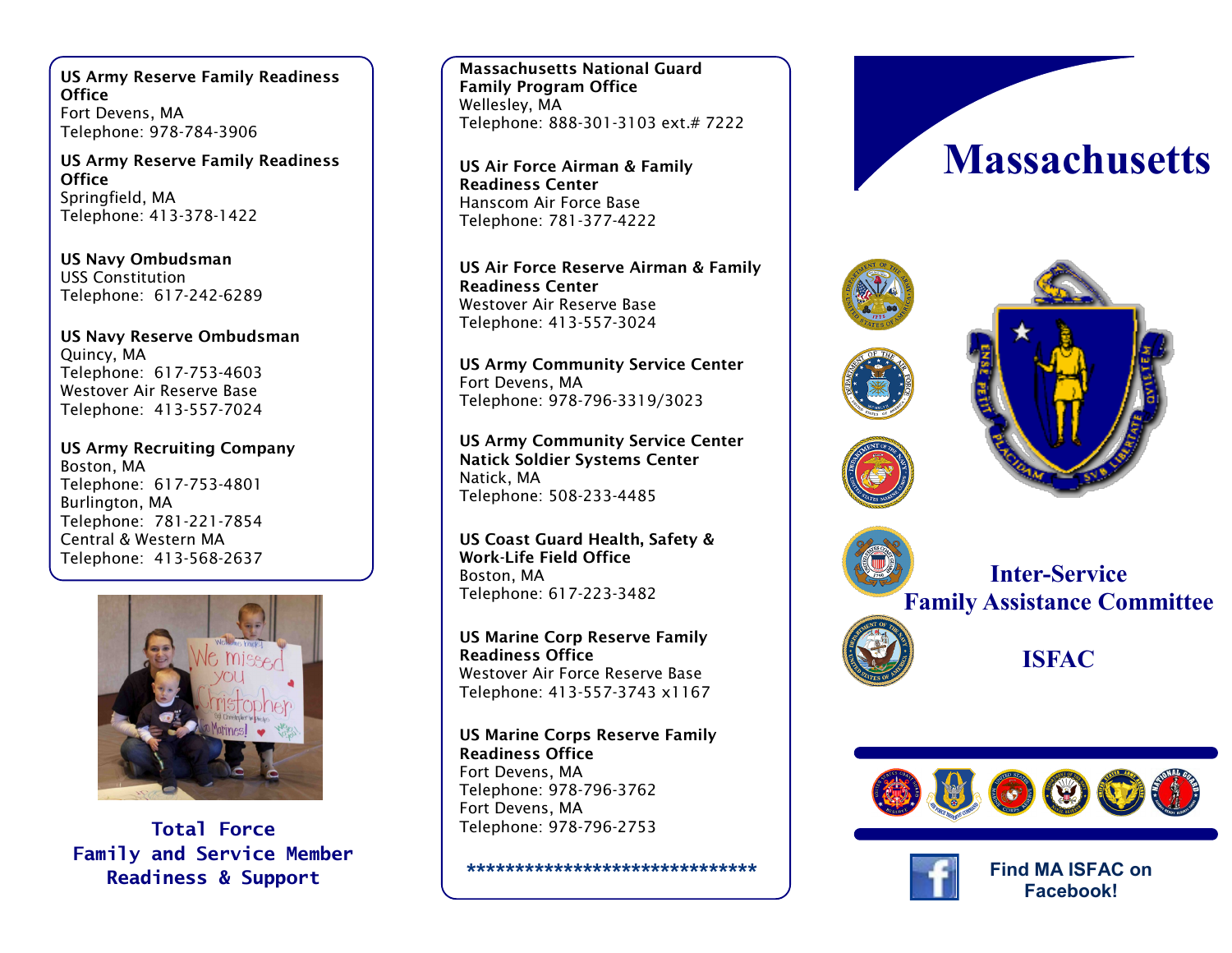**US Army Reserve Family Readiness Office**
Fort Devens, MA
Telephone: 978-784-3906

**US Army Reserve Family Readiness Office**
Springfield, MA
Telephone: 413-378-1422

**US Navy Ombudsman**
USS Constitution
Telephone: 617-242-6289

**US Navy Reserve Ombudsman**
Quincy, MA
Telephone: 617-753-4603
Westover Air Reserve Base
Telephone: 413-557-7024

**US Army Recruiting Company**
Boston, MA
Telephone: 617-753-4801
Burlington, MA
Telephone: 781-221-7854
Central & Western MA
Telephone: 413-568-2637

**Total Force**
**Family and Service Member**
**Readiness & Support**

**Massachusetts National Guard Family Program Office**
Wellesley, MA
Telephone: 888-301-3103 ext.# 7222

**US Air Force Airman & Family Readiness Center**
Hanscom Air Force Base
Telephone: 781-377-4222

**US Air Force Reserve Airman & Family Readiness Center**
Westover Air Reserve Base
Telephone: 413-557-3024

**US Army Community Service Center**
Fort Devens, MA
Telephone: 978-796-3319/3023

**US Army Community Service Center**
**Natick Soldier Systems Center**
Natick, MA
Telephone: 508-233-4485

**US Coast Guard Health, Safety & Work-Life Field Office**
Boston, MA
Telephone: 617-223-3482

**US Marine Corp Reserve Family Readiness Office**
Westover Air Force Reserve Base
Telephone: 413-557-3743 x1167

**US Marine Corps Reserve Family Readiness Office**
Fort Devens, MA
Telephone: 978-796-3762
Fort Devens, MA
Telephone: 978-796-2753

******************************

# Massachusetts

## Inter-Service Family Assistance Committee

## ISFAC

**Find MA ISFAC on Facebook!**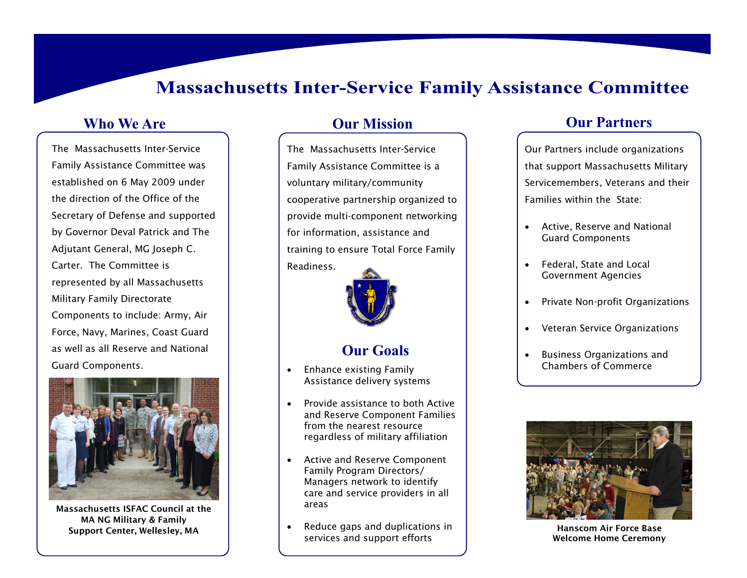# Massachusetts Inter-Service Family Assistance Committee

## Who We Are

The Massachusetts Inter-Service Family Assistance Committee was established on 6 May 2009 under the direction of the Office of the Secretary of Defense and supported by Governor Deval Patrick and The Adjutant General, MG Joseph C. Carter. The Committee is represented by all Massachusetts Military Family Directorate Components to include: Army, Air Force, Navy, Marines, Coast Guard as well as all Reserve and National Guard Components.

**Massachusetts ISFAC Council at the MA NG Military & Family Support Center, Wellesley, MA**

## Our Mission

The Massachusetts Inter-Service Family Assistance Committee is a voluntary military/community cooperative partnership organized to provide multi-component networking for information, assistance and training to ensure Total Force Family Readiness.

## Our Goals

- Enhance existing Family Assistance delivery systems
- Provide assistance to both Active and Reserve Component Families from the nearest resource regardless of military affiliation
- Active and Reserve Component Family Program Directors/ Managers network to identify care and service providers in all areas
- Reduce gaps and duplications in services and support efforts

## Our Partners

Our Partners include organizations that support Massachusetts Military Servicemembers, Veterans and their Families within the State:

- Active, Reserve and National Guard Components
- Federal, State and Local Government Agencies
- Private Non-profit Organizations
- Veteran Service Organizations
- Business Organizations and Chambers of Commerce

**Hanscom Air Force Base Welcome Home Ceremony**